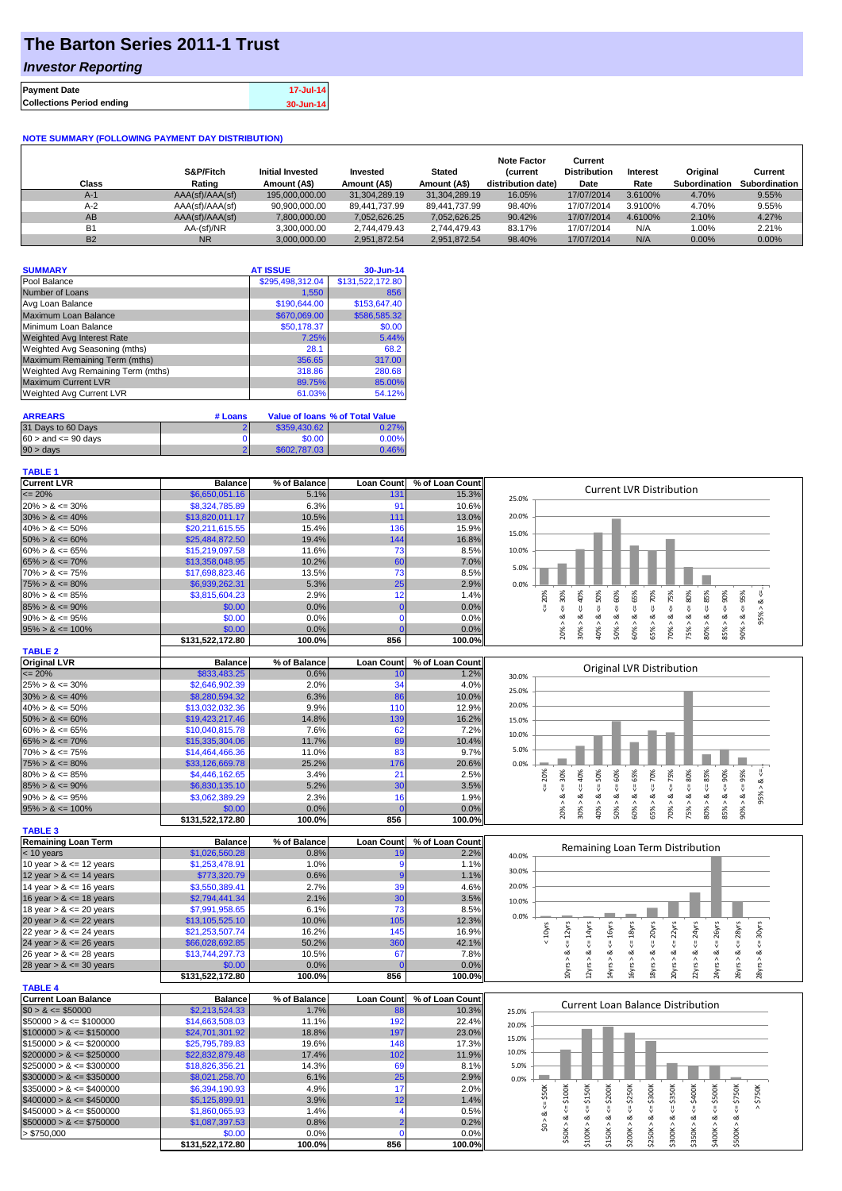# The Barton Series 2011-1 Trust

## *Investor Reporting*

| | |
|---|---|
| **Payment Date** | 17-Jul-14 |
| **Collections Period ending** | 30-Jun-14 |

**NOTE SUMMARY (FOLLOWING PAYMENT DAY DISTRIBUTION)**

| Class | S&P/Fitch Rating | Initial Invested Amount (A$) | Invested Amount (A$) | Stated Amount (A$) | Note Factor (current distribution date) | Current Distribution Date | Interest Rate | Original Subordination | Current Subordination |
|---|---|---|---|---|---|---|---|---|---|
| A-1 | AAA(sf)/AAA(sf) | 195,000,000.00 | 31,304,289.19 | 31,304,289.19 | 16.05% | 17/07/2014 | 3.6100% | 4.70% | 9.55% |
| A-2 | AAA(sf)/AAA(sf) | 90,900,000.00 | 89,441,737.99 | 89,441,737.99 | 98.40% | 17/07/2014 | 3.9100% | 4.70% | 9.55% |
| AB | AAA(sf)/AAA(sf) | 7,800,000.00 | 7,052,626.25 | 7,052,626.25 | 90.42% | 17/07/2014 | 4.6100% | 2.10% | 4.27% |
| B1 | AA-(sf)/NR | 3,300,000.00 | 2,744,479.43 | 2,744,479.43 | 83.17% | 17/07/2014 | N/A | 1.00% | 2.21% |
| B2 | NR | 3,000,000.00 | 2,951,872.54 | 2,951,872.54 | 98.40% | 17/07/2014 | N/A | 0.00% | 0.00% |

| SUMMARY | AT ISSUE | 30-Jun-14 |
|---|---|---|
| Pool Balance | $295,498,312.04 | $131,522,172.80 |
| Number of Loans | 1,550 | 856 |
| Avg Loan Balance | $190,644.00 | $153,647.40 |
| Maximum Loan Balance | $670,069.00 | $586,585.32 |
| Minimum Loan Balance | $50,178.37 | $0.00 |
| Weighted Avg Interest Rate | 7.25% | 5.44% |
| Weighted Avg Seasoning (mths) | 28.1 | 68.2 |
| Maximum Remaining Term (mths) | 356.65 | 317.00 |
| Weighted Avg Remaining Term (mths) | 318.86 | 280.68 |
| Maximum Current LVR | 89.75% | 85.00% |
| Weighted Avg Current LVR | 61.03% | 54.12% |

| ARREARS | # Loans | Value of loans | % of Total Value |
|---|---|---|---|
| 31 Days to 60 Days | 2 | $359,430.62 | 0.27% |
| 60 > and <= 90 days | 0 | $0.00 | 0.00% |
| 90 > days | 2 | $602,787.03 | 0.46% |

**TABLE 1**

| Current LVR | Balance | % of Balance | Loan Count | % of Loan Count |
|---|---|---|---|---|
| <= 20% | $6,650,051.16 | 5.1% | 131 | 15.3% |
| 20% > & <= 30% | $8,324,785.89 | 6.3% | 91 | 10.6% |
| 30% > & <= 40% | $13,820,011.17 | 10.5% | 111 | 13.0% |
| 40% > & <= 50% | $20,211,615.55 | 15.4% | 136 | 15.9% |
| 50% > & <= 60% | $25,484,872.50 | 19.4% | 144 | 16.8% |
| 60% > & <= 65% | $15,219,097.58 | 11.6% | 73 | 8.5% |
| 65% > & <= 70% | $13,358,048.95 | 10.2% | 60 | 7.0% |
| 70% > & <= 75% | $17,698,823.46 | 13.5% | 73 | 8.5% |
| 75% > & <= 80% | $6,939,262.31 | 5.3% | 25 | 2.9% |
| 80% > & <= 85% | $3,815,604.23 | 2.9% | 12 | 1.4% |
| 85% > & <= 90% | $0.00 | 0.0% | 0 | 0.0% |
| 90% > & <= 95% | $0.00 | 0.0% | 0 | 0.0% |
| 95% > & <= 100% | $0.00 | 0.0% | 0 | 0.0% |
| | $131,522,172.80 | 100.0% | 856 | 100.0% |

**TABLE 2**

| Original LVR | Balance | % of Balance | Loan Count | % of Loan Count |
|---|---|---|---|---|
| <= 20% | $833,483.25 | 0.6% | 10 | 1.2% |
| 25% > & <= 30% | $2,646,902.39 | 2.0% | 34 | 4.0% |
| 30% > & <= 40% | $8,280,594.32 | 6.3% | 86 | 10.0% |
| 40% > & <= 50% | $13,032,032.36 | 9.9% | 110 | 12.9% |
| 50% > & <= 60% | $19,423,217.46 | 14.8% | 139 | 16.2% |
| 60% > & <= 65% | $10,040,815.78 | 7.6% | 62 | 7.2% |
| 65% > & <= 70% | $15,335,304.06 | 11.7% | 89 | 10.4% |
| 70% > & <= 75% | $14,464,466.36 | 11.0% | 83 | 9.7% |
| 75% > & <= 80% | $33,126,669.78 | 25.2% | 176 | 20.6% |
| 80% > & <= 85% | $4,446,162.65 | 3.4% | 21 | 2.5% |
| 85% > & <= 90% | $6,830,135.10 | 5.2% | 30 | 3.5% |
| 90% > & <= 95% | $3,062,389.29 | 2.3% | 16 | 1.9% |
| 95% > & <= 100% | $0.00 | 0.0% | 0 | 0.0% |
| | $131,522,172.80 | 100.0% | 856 | 100.0% |

**TABLE 3**

| Remaining Loan Term | Balance | % of Balance | Loan Count | % of Loan Count |
|---|---|---|---|---|
| < 10 years | $1,026,560.28 | 0.8% | 19 | 2.2% |
| 10 year > & <= 12 years | $1,253,478.91 | 1.0% | 9 | 1.1% |
| 12 year > & <= 14 years | $773,320.79 | 0.6% | 9 | 1.1% |
| 14 year > & <= 16 years | $3,550,389.41 | 2.7% | 39 | 4.6% |
| 16 year > & <= 18 years | $2,794,441.34 | 2.1% | 30 | 3.5% |
| 18 year > & <= 20 years | $7,991,958.65 | 6.1% | 73 | 8.5% |
| 20 year > & <= 22 years | $13,105,525.10 | 10.0% | 105 | 12.3% |
| 22 year > & <= 24 years | $21,253,507.74 | 16.2% | 145 | 16.9% |
| 24 year > & <= 26 years | $66,028,692.85 | 50.2% | 360 | 42.1% |
| 26 year > & <= 28 years | $13,744,297.73 | 10.5% | 67 | 7.8% |
| 28 year > & <= 30 years | $0.00 | 0.0% | 0 | 0.0% |
| | $131,522,172.80 | 100.0% | 856 | 100.0% |

**TABLE 4**

| Current Loan Balance | Balance | % of Balance | Loan Count | % of Loan Count |
|---|---|---|---|---|
| $0 > & <= $50000 | $2,213,524.33 | 1.7% | 88 | 10.3% |
| $50000 > & <= $100000 | $14,663,508.03 | 11.1% | 192 | 22.4% |
| $100000 > & <= $150000 | $24,701,301.92 | 18.8% | 197 | 23.0% |
| $150000 > & <= $200000 | $25,795,789.83 | 19.6% | 148 | 17.3% |
| $200000 > & <= $250000 | $22,832,879.48 | 17.4% | 102 | 11.9% |
| $250000 > & <= $300000 | $18,826,356.21 | 14.3% | 69 | 8.1% |
| $300000 > & <= $350000 | $8,021,258.70 | 6.1% | 25 | 2.9% |
| $350000 > & <= $400000 | $6,394,190.93 | 4.9% | 17 | 2.0% |
| $400000 > & <= $450000 | $5,125,899.91 | 3.9% | 12 | 1.4% |
| $450000 > & <= $500000 | $1,860,065.93 | 1.4% | 4 | 0.5% |
| $500000 > & <= $750000 | $1,087,397.53 | 0.8% | 2 | 0.2% |
| > $750,000 | $0.00 | 0.0% | 0 | 0.0% |
| | $131,522,172.80 | 100.0% | 856 | 100.0% |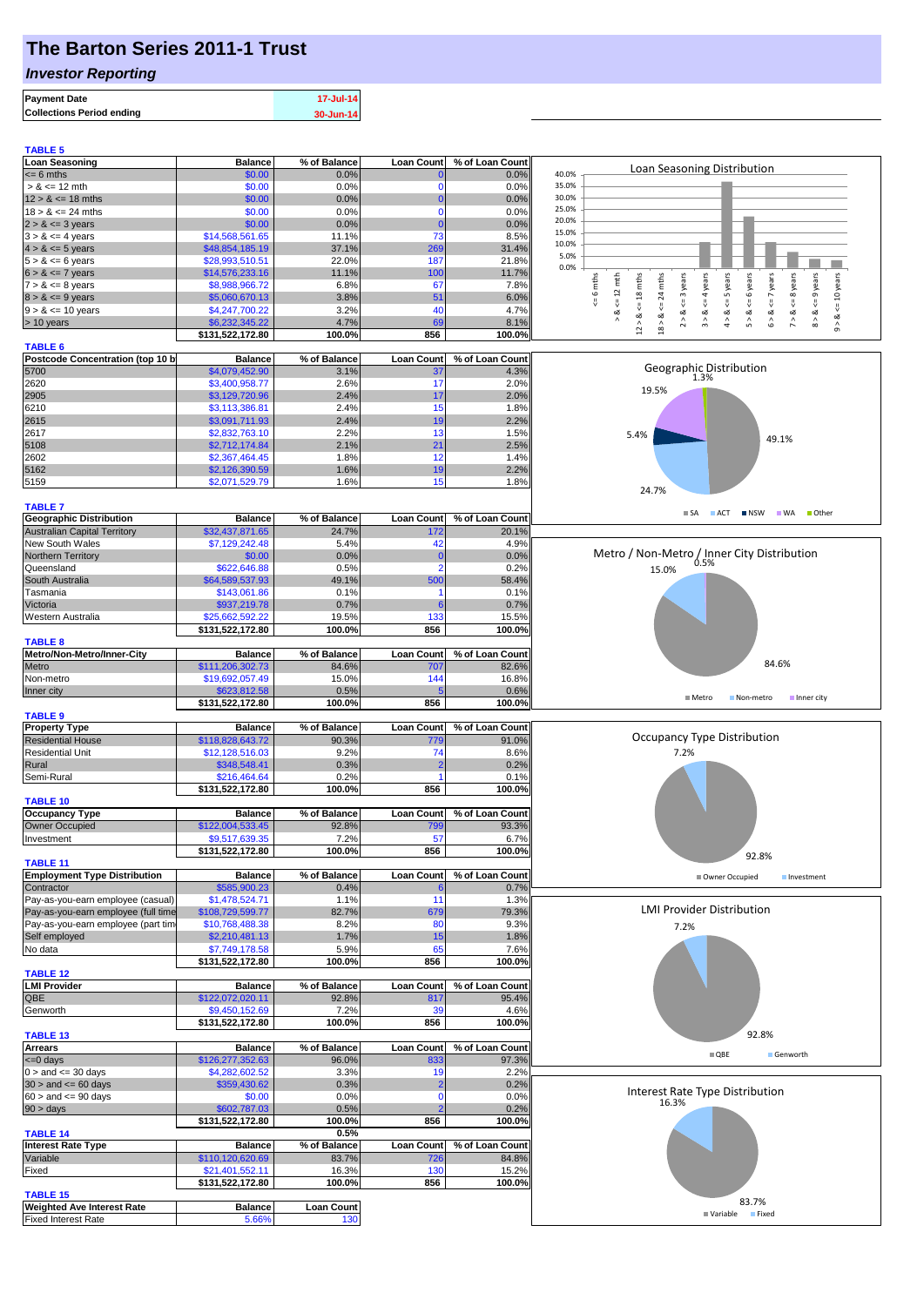# The Barton Series 2011-1 Trust

## *Investor Reporting*

| | |
|---|---|
| **Payment Date** | **17-Jul-14** |
| **Collections Period ending** | **30-Jun-14** |

**TABLE 5**

| Loan Seasoning | Balance | % of Balance | Loan Count | % of Loan Count |
|---|---|---|---|---|
| <= 6 mths | $0.00 | 0.0% | 0 | 0.0% |
| > & <= 12 mth | $0.00 | 0.0% | 0 | 0.0% |
| 12 > & <= 18 mths | $0.00 | 0.0% | 0 | 0.0% |
| 18 > & <= 24 mths | $0.00 | 0.0% | 0 | 0.0% |
| 2 > & <= 3 years | $0.00 | 0.0% | 0 | 0.0% |
| 3 > & <= 4 years | $14,568,561.65 | 11.1% | 73 | 8.5% |
| 4 > & <= 5 years | $48,854,185.19 | 37.1% | 269 | 31.4% |
| 5 > & <= 6 years | $28,993,510.51 | 22.0% | 187 | 21.8% |
| 6 > & <= 7 years | $14,576,233.16 | 11.1% | 100 | 11.7% |
| 7 > & <= 8 years | $8,988,966.72 | 6.8% | 67 | 7.8% |
| 8 > & <= 9 years | $5,060,670.13 | 3.8% | 51 | 6.0% |
| 9 > & <= 10 years | $4,247,700.22 | 3.2% | 40 | 4.7% |
| > 10 years | $6,232,345.22 | 4.7% | 69 | 8.1% |
| | $131,522,172.80 | 100.0% | 856 | 100.0% |

Loan Seasoning Distribution
40.0%
35.0%
30.0%
25.0%
20.0%
15.0%
10.0%
5.0%
0.0%
<= 6 mths
> & <= 12 mth
12 > & <= 18 mths
18 > & <= 24 mths
2 > & <= 3 years
3 > & <= 4 years
4 > & <= 5 years
5 > & <= 6 years
6 > & <= 7 years
7 > & <= 8 years
8 > & <= 9 years
9 > & <= 10 years

**TABLE 6**

| Postcode Concentration (top 10 b | Balance | % of Balance | Loan Count | % of Loan Count |
|---|---|---|---|---|
| 5700 | $4,079,452.90 | 3.1% | 37 | 4.3% |
| 2620 | $3,400,958.77 | 2.6% | 17 | 2.0% |
| 2905 | $3,129,720.96 | 2.4% | 17 | 2.0% |
| 6210 | $3,113,386.81 | 2.4% | 15 | 1.8% |
| 2615 | $3,091,711.93 | 2.4% | 19 | 2.2% |
| 2617 | $2,832,763.10 | 2.2% | 13 | 1.5% |
| 5108 | $2,712,174.84 | 2.1% | 21 | 2.5% |
| 2602 | $2,367,464.45 | 1.8% | 12 | 1.4% |
| 5162 | $2,126,390.59 | 1.6% | 19 | 2.2% |
| 5159 | $2,071,529.79 | 1.6% | 15 | 1.8% |

Geographic Distribution
1.3%
19.5%
5.4%
49.1%
24.7%
SA ACT NSW WA Other

**TABLE 7**

| Geographic Distribution | Balance | % of Balance | Loan Count | % of Loan Count |
|---|---|---|---|---|
| Australian Capital Territory | $32,437,871.65 | 24.7% | 172 | 20.1% |
| New South Wales | $7,129,242.48 | 5.4% | 42 | 4.9% |
| Northern Territory | $0.00 | 0.0% | 0 | 0.0% |
| Queensland | $622,646.88 | 0.5% | 2 | 0.2% |
| South Australia | $64,589,537.93 | 49.1% | 500 | 58.4% |
| Tasmania | $143,061.86 | 0.1% | 1 | 0.1% |
| Victoria | $937,219.78 | 0.7% | 6 | 0.7% |
| Western Australia | $25,662,592.22 | 19.5% | 133 | 15.5% |
| | $131,522,172.80 | 100.0% | 856 | 100.0% |

**TABLE 8**

| Metro/Non-Metro/Inner-City | Balance | % of Balance | Loan Count | % of Loan Count |
|---|---|---|---|---|
| Metro | $111,206,302.73 | 84.6% | 707 | 82.6% |
| Non-metro | $19,692,057.49 | 15.0% | 144 | 16.8% |
| Inner city | $623,812.58 | 0.5% | 5 | 0.6% |
| | $131,522,172.80 | 100.0% | 856 | 100.0% |

Metro / Non-Metro / Inner City Distribution
0.5%
15.0%
84.6%
Metro Non-metro Inner city

**TABLE 9**

| Property Type | Balance | % of Balance | Loan Count | % of Loan Count |
|---|---|---|---|---|
| Residential House | $118,828,643.72 | 90.3% | 779 | 91.0% |
| Residential Unit | $12,128,516.03 | 9.2% | 74 | 8.6% |
| Rural | $348,548.41 | 0.3% | 2 | 0.2% |
| Semi-Rural | $216,464.64 | 0.2% | 1 | 0.1% |
| | $131,522,172.80 | 100.0% | 856 | 100.0% |

**TABLE 10**

| Occupancy Type | Balance | % of Balance | Loan Count | % of Loan Count |
|---|---|---|---|---|
| Owner Occupied | $122,004,533.45 | 92.8% | 799 | 93.3% |
| Investment | $9,517,639.35 | 7.2% | 57 | 6.7% |
| | $131,522,172.80 | 100.0% | 856 | 100.0% |

Occupancy Type Distribution
7.2%
92.8%
Owner Occupied Investment

**TABLE 11**

| Employment Type Distribution | Balance | % of Balance | Loan Count | % of Loan Count |
|---|---|---|---|---|
| Contractor | $585,900.23 | 0.4% | 6 | 0.7% |
| Pay-as-you-earn employee (casual) | $1,478,524.71 | 1.1% | 11 | 1.3% |
| Pay-as-you-earn employee (full time | $108,729,599.77 | 82.7% | 679 | 79.3% |
| Pay-as-you-earn employee (part tim | $10,768,488.38 | 8.2% | 80 | 9.3% |
| Self employed | $2,210,481.13 | 1.7% | 15 | 1.8% |
| No data | $7,749,178.58 | 5.9% | 65 | 7.6% |
| | $131,522,172.80 | 100.0% | 856 | 100.0% |

LMI Provider Distribution
7.2%
92.8%
QBE Genworth

**TABLE 12**

| LMI Provider | Balance | % of Balance | Loan Count | % of Loan Count |
|---|---|---|---|---|
| QBE | $122,072,020.11 | 92.8% | 817 | 95.4% |
| Genworth | $9,450,152.69 | 7.2% | 39 | 4.6% |
| | $131,522,172.80 | 100.0% | 856 | 100.0% |

**TABLE 13**

| Arrears | Balance | % of Balance | Loan Count | % of Loan Count |
|---|---|---|---|---|
| <=0 days | $126,277,352.63 | 96.0% | 833 | 97.3% |
| 0 > and <= 30 days | $4,282,602.52 | 3.3% | 19 | 2.2% |
| 30 > and <= 60 days | $359,430.62 | 0.3% | 2 | 0.2% |
| 60 > and <= 90 days | $0.00 | 0.0% | 0 | 0.0% |
| 90 > days | $602,787.03 | 0.5% | 2 | 0.2% |
| | $131,522,172.80 | 100.0% | 856 | 100.0% |
| | | 0.5% | | |

Interest Rate Type Distribution
16.3%
83.7%
Variable Fixed

**TABLE 14**

| Interest Rate Type | Balance | % of Balance | Loan Count | % of Loan Count |
|---|---|---|---|---|
| Variable | $110,120,620.69 | 83.7% | 726 | 84.8% |
| Fixed | $21,401,552.11 | 16.3% | 130 | 15.2% |
| | $131,522,172.80 | 100.0% | 856 | 100.0% |

**TABLE 15**

| Weighted Ave Interest Rate | Balance | Loan Count |
|---|---|---|
| Fixed Interest Rate | 5.66% | 130 |